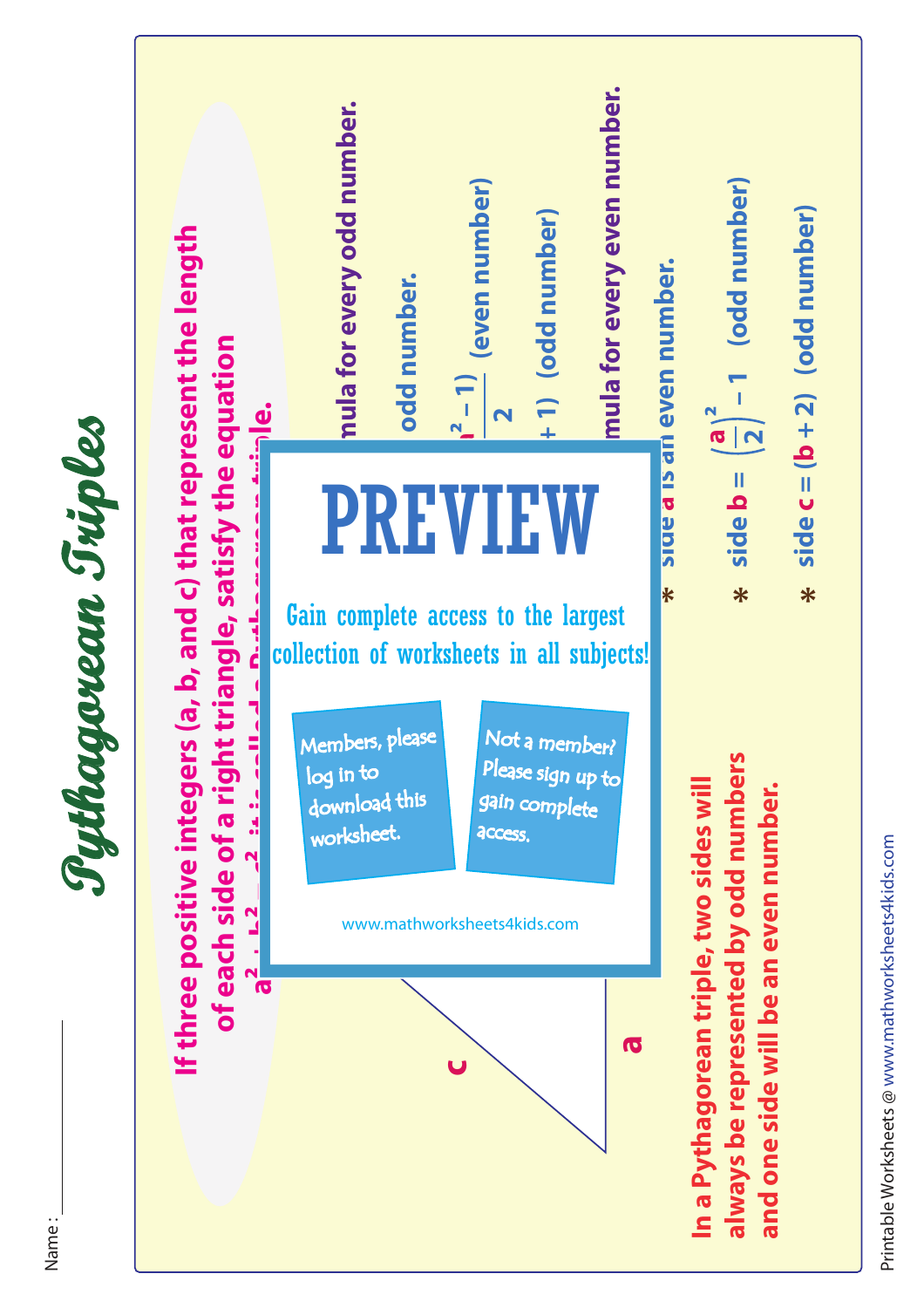# Pythagorean Triples

Name : ____________

**If three positive integers (a, b, and c) that represent the length of each side of a right triangle, satisfy the equation $a^2 + b^2 = c^2$, it is called a Pythagorean triple.**

**...mula for every odd number.**

- ...odd number.
- ...$\frac{a^2 - 1}{2}$ (even number)
- ...+ 1) (odd number)

**...mula for every even number.**

- side **a** is an even number.
- side **b** = $\left(\frac{a}{2}\right)^2 - 1$ (odd number)
- side **c** = (**b** + 2) (odd number)

c

a

**In a Pythagorean triple, two sides will always be represented by odd numbers and one side will be an even number.**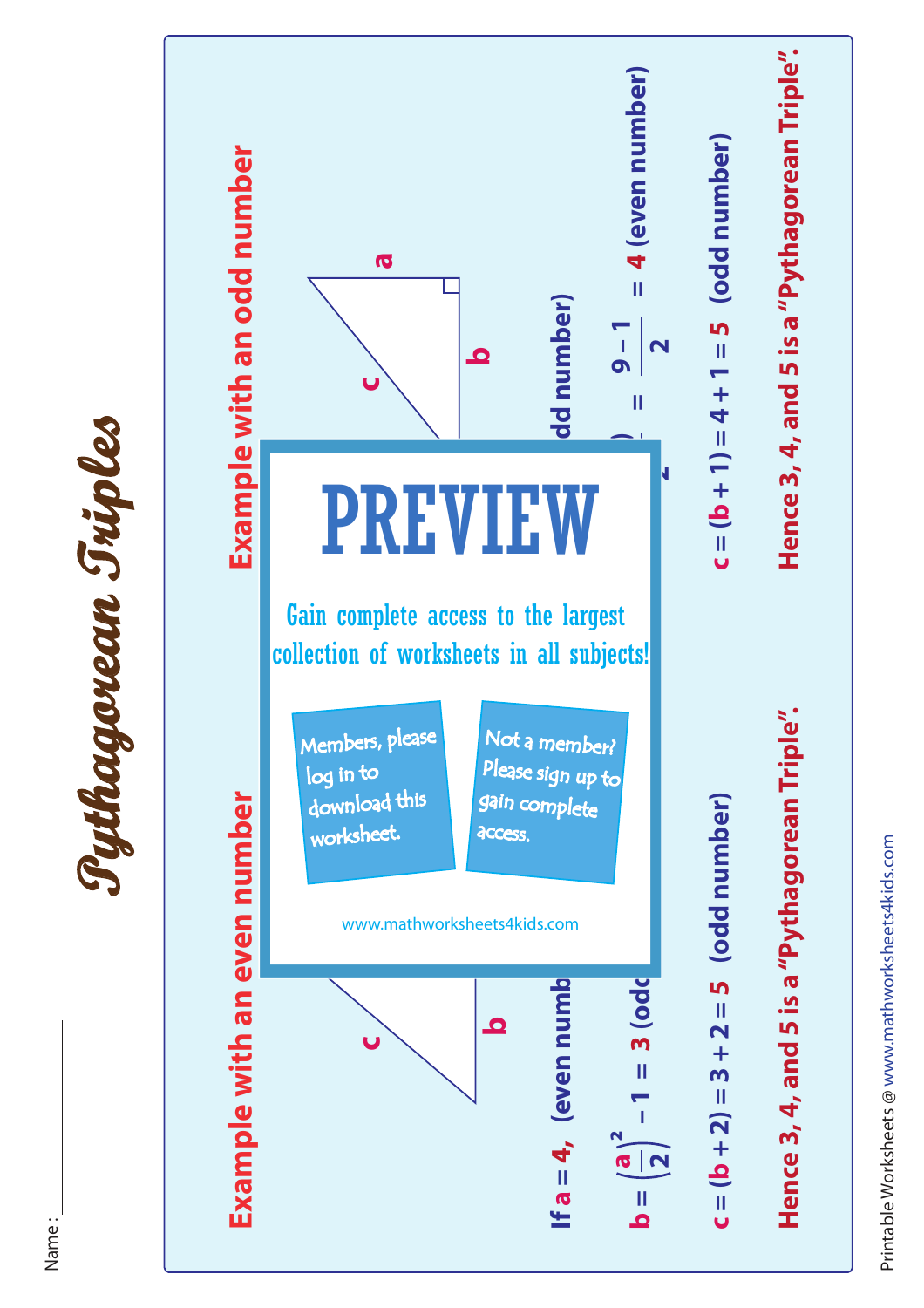# Pythagorean Triples

Name : ____________

## Example with an even number

If $a = 4$, (even numb

$b = \left(\frac{a}{2}\right)^2 - 1 = 3$ (odd

$c = (b + 2) = 3 + 2 = 5$ (odd number)

**Hence 3, 4, and 5 is a "Pythagorean Triple".**

## Example with an odd number

dd number)

$= \frac{9-1}{2} = 4$ (even number)

$c = (b + 1) = 4 + 1 = 5$ (odd number)

**Hence 3, 4, and 5 is a "Pythagorean Triple".**

PREVIEW

Gain complete access to the largest collection of worksheets in all subjects!

Members, please log in to download this worksheet.

Not a member? Please sign up to gain complete access.

www.mathworksheets4kids.com